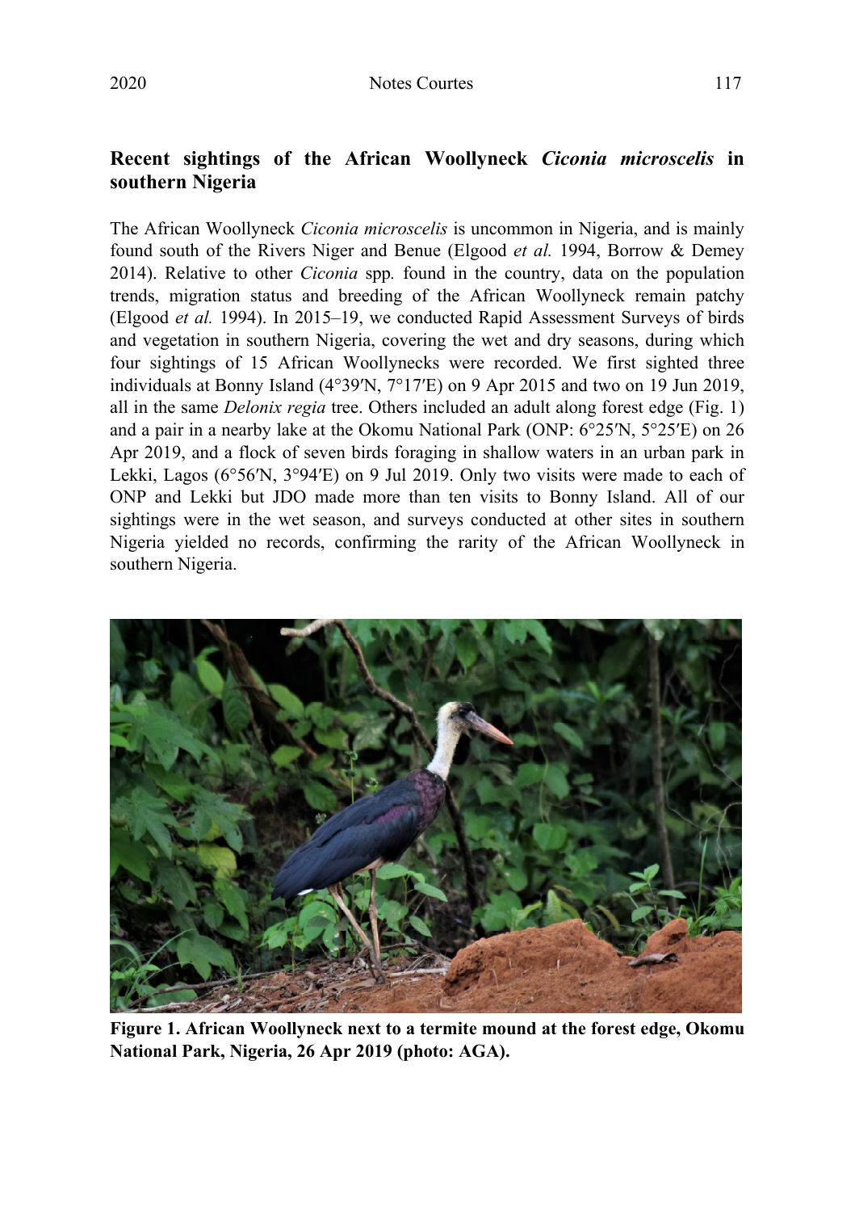## Recent sightings of the African Woollyneck *Ciconia microscelis* in southern Nigeria

The African Woollyneck *Ciconia microscelis* is uncommon in Nigeria, and is mainly found south of the Rivers Niger and Benue (Elgood *et al.* 1994, Borrow & Demey 2014). Relative to other *Ciconia* spp. found in the country, data on the population trends, migration status and breeding of the African Woollyneck remain patchy (Elgood *et al.* 1994). In 2015–19, we conducted Rapid Assessment Surveys of birds and vegetation in southern Nigeria, covering the wet and dry seasons, during which four sightings of 15 African Woollynecks were recorded. We first sighted three individuals at Bonny Island (4°39′N, 7°17′E) on 9 Apr 2015 and two on 19 Jun 2019, all in the same *Delonix regia* tree. Others included an adult along forest edge (Fig. 1) and a pair in a nearby lake at the Okomu National Park (ONP: 6°25′N, 5°25′E) on 26 Apr 2019, and a flock of seven birds foraging in shallow waters in an urban park in Lekki, Lagos (6°56′N, 3°94′E) on 9 Jul 2019. Only two visits were made to each of ONP and Lekki but JDO made more than ten visits to Bonny Island. All of our sightings were in the wet season, and surveys conducted at other sites in southern Nigeria yielded no records, confirming the rarity of the African Woollyneck in southern Nigeria.

**Figure 1. African Woollyneck next to a termite mound at the forest edge, Okomu National Park, Nigeria, 26 Apr 2019 (photo: AGA).**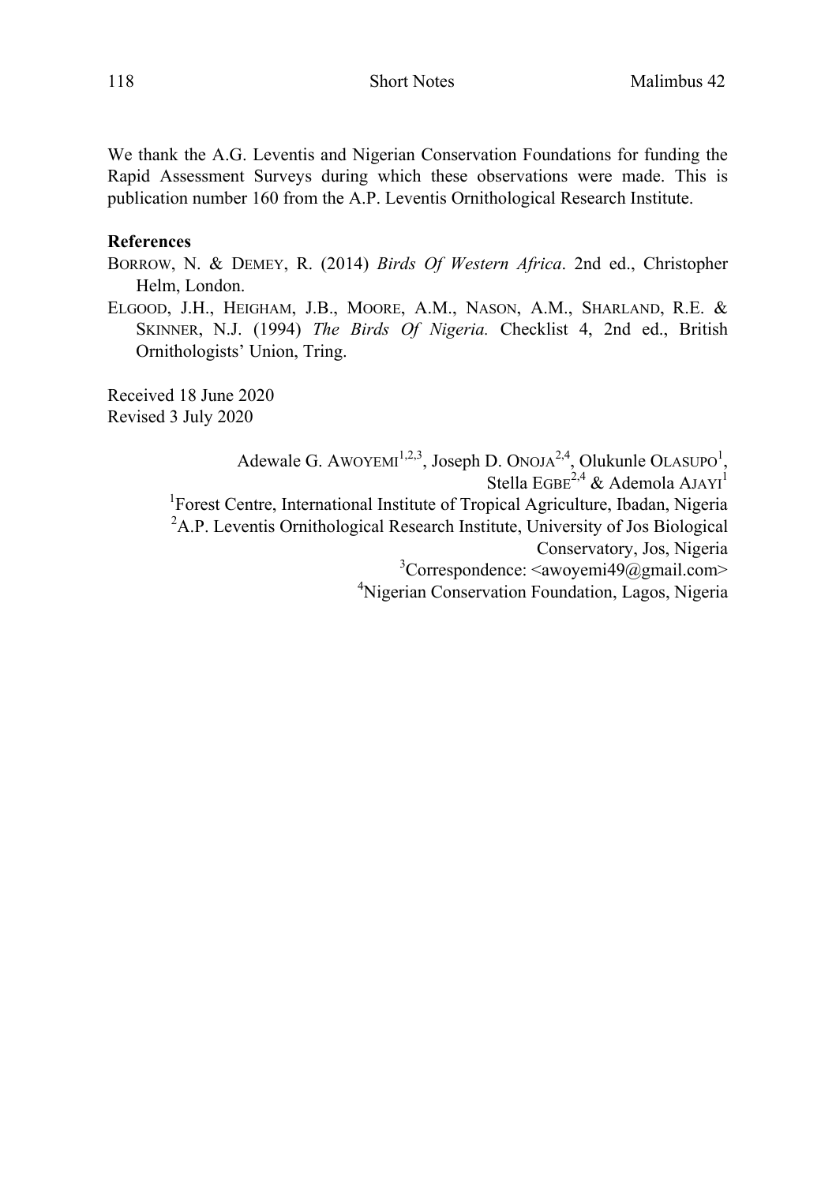We thank the A.G. Leventis and Nigerian Conservation Foundations for funding the Rapid Assessment Surveys during which these observations were made. This is publication number 160 from the A.P. Leventis Ornithological Research Institute.

**References**

BORROW, N. & DEMEY, R. (2014) *Birds Of Western Africa*. 2nd ed., Christopher Helm, London.

ELGOOD, J.H., HEIGHAM, J.B., MOORE, A.M., NASON, A.M., SHARLAND, R.E. & SKINNER, N.J. (1994) *The Birds Of Nigeria.* Checklist 4, 2nd ed., British Ornithologists' Union, Tring.

Received 18 June 2020
Revised 3 July 2020

Adewale G. AWOYEMI[1,2,3], Joseph D. ONOJA[2,4], Olukunle OLASUPO[1], Stella EGBE[2,4] & Ademola AJAYI[1]

[1]Forest Centre, International Institute of Tropical Agriculture, Ibadan, Nigeria

[2]A.P. Leventis Ornithological Research Institute, University of Jos Biological Conservatory, Jos, Nigeria

[3]Correspondence: <awoyemi49@gmail.com>

[4]Nigerian Conservation Foundation, Lagos, Nigeria